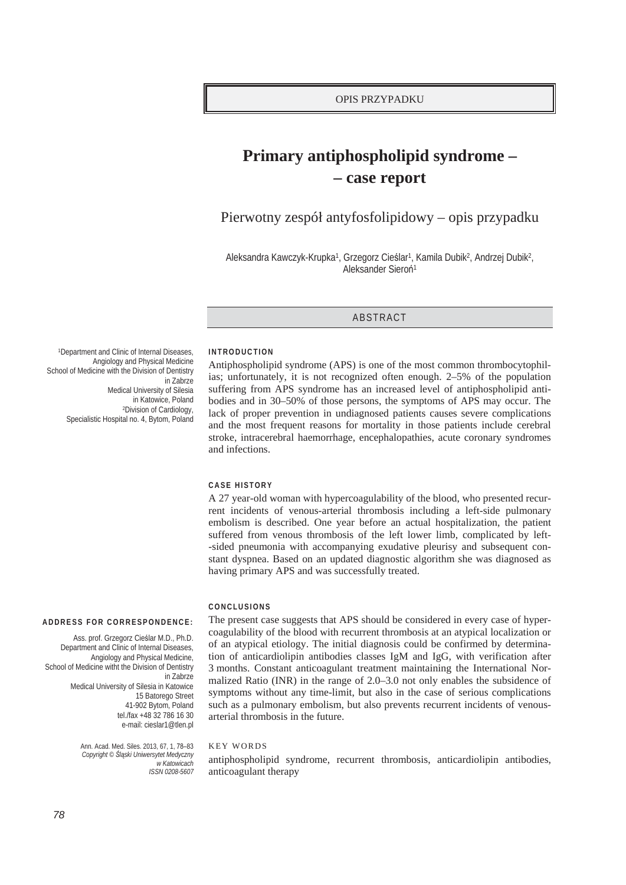OPIS PRZYPADKU

# Primary antiphospholipid syndrome – – case report

Pierwotny zespół antyfosfolipidowy – opis przypadku

Aleksandra Kawczyk-Krupka[1], Grzegorz Cieślar[1], Kamila Dubik[2], Andrzej Dubik[2], Aleksander Sieroń[1]

[1]Department and Clinic of Internal Diseases, Angiology and Physical Medicine School of Medicine with the Division of Dentistry in Zabrze Medical University of Silesia in Katowice, Poland
[2]Division of Cardiology, Specialistic Hospital no. 4, Bytom, Poland

## ABSTRACT

### INTRODUCTION

Antiphospholipid syndrome (APS) is one of the most common thrombocytophilias; unfortunately, it is not recognized often enough. 2–5% of the population suffering from APS syndrome has an increased level of antiphospholipid antibodies and in 30–50% of those persons, the symptoms of APS may occur. The lack of proper prevention in undiagnosed patients causes severe complications and the most frequent reasons for mortality in those patients include cerebral stroke, intracerebral haemorrhage, encephalopathies, acute coronary syndromes and infections.

### CASE HISTORY

A 27 year-old woman with hypercoagulability of the blood, who presented recurrent incidents of venous-arterial thrombosis including a left-side pulmonary embolism is described. One year before an actual hospitalization, the patient suffered from venous thrombosis of the left lower limb, complicated by left-sided pneumonia with accompanying exudative pleurisy and subsequent constant dyspnea. Based on an updated diagnostic algorithm she was diagnosed as having primary APS and was successfully treated.

### CONCLUSIONS

The present case suggests that APS should be considered in every case of hypercoagulability of the blood with recurrent thrombosis at an atypical localization or of an atypical etiology. The initial diagnosis could be confirmed by determination of anticardiolipin antibodies classes IgM and IgG, with verification after 3 months. Constant anticoagulant treatment maintaining the International Normalized Ratio (INR) in the range of 2.0–3.0 not only enables the subsidence of symptoms without any time-limit, but also in the case of serious complications such as a pulmonary embolism, but also prevents recurrent incidents of venous-arterial thrombosis in the future.

### KEY WORDS

antiphospholipid syndrome, recurrent thrombosis, anticardiolipin antibodies, anticoagulant therapy

**ADDRESS FOR CORRESPONDENCE:**

Ass. prof. Grzegorz Cieślar M.D., Ph.D.
Department and Clinic of Internal Diseases, Angiology and Physical Medicine,
School of Medicine witht the Division of Dentistry in Zabrze
Medical University of Silesia in Katowice
15 Batorego Street
41-902 Bytom, Poland
tel./fax +48 32 786 16 30
e-mail: cieslar1@tlen.pl

Ann. Acad. Med. Siles. 2013, 67, 1, 78–83
*Copyright © Śląski Uniwersytet Medyczny w Katowicach*
*ISSN 0208-5607*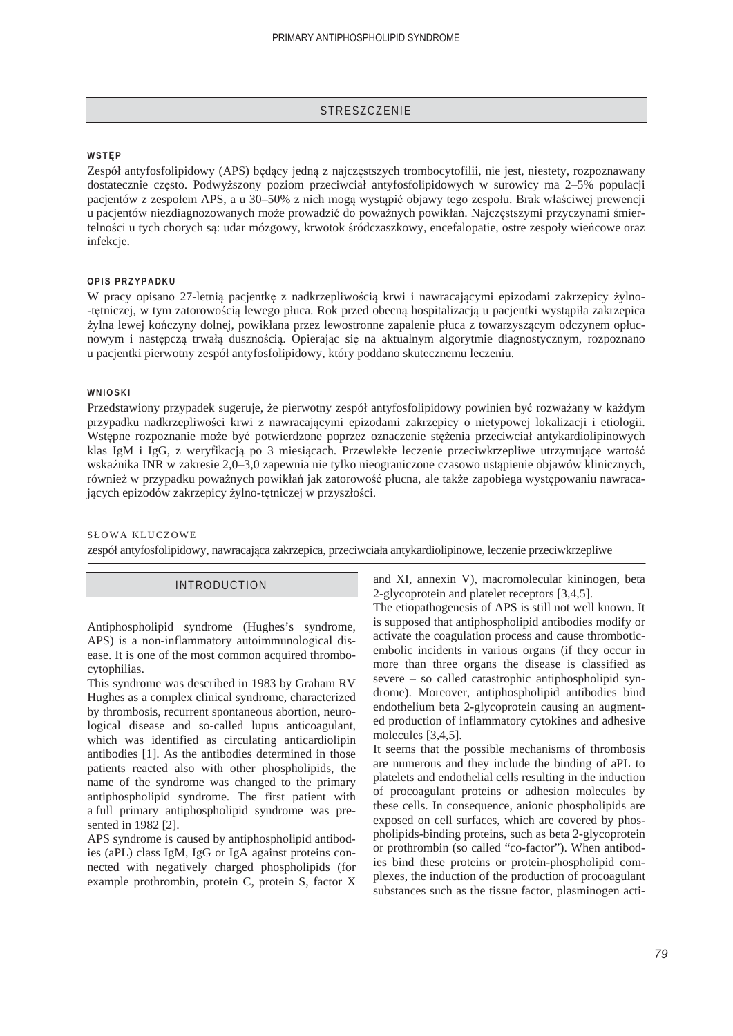## STRESZCZENIE

### WSTĘP

Zespół antyfosfolipidowy (APS) będący jedną z najczęstszych trombocytofilii, nie jest, niestety, rozpoznawany dostatecznie często. Podwyższony poziom przeciwciał antyfosfolipidowych w surowicy ma 2–5% populacji pacjentów z zespołem APS, a u 30–50% z nich mogą wystąpić objawy tego zespołu. Brak właściwej prewencji u pacjentów niezdiagnozowanych może prowadzić do poważnych powikłań. Najczęstszymi przyczynami śmiertelności u tych chorych są: udar mózgowy, krwotok śródczaszkowy, encefalopatie, ostre zespoły wieńcowe oraz infekcje.

### OPIS PRZYPADKU

W pracy opisano 27-letnią pacjentkę z nadkrzepliwością krwi i nawracającymi epizodami zakrzepicy żylno-tętniczej, w tym zatorowością lewego płuca. Rok przed obecną hospitalizacją u pacjentki wystąpiła zakrzepica żylna lewej kończyny dolnej, powikłana przez lewostronne zapalenie płuca z towarzyszącym odczynem opłucnowym i następczą trwałą dusznością. Opierając się na aktualnym algorytmie diagnostycznym, rozpoznano u pacjentki pierwotny zespół antyfosfolipidowy, który poddano skutecznemu leczeniu.

### WNIOSKI

Przedstawiony przypadek sugeruje, że pierwotny zespół antyfosfolipidowy powinien być rozważany w każdym przypadku nadkrzepliwości krwi z nawracającymi epizodami zakrzepicy o nietypowej lokalizacji i etiologii. Wstępne rozpoznanie może być potwierdzone poprzez oznaczenie stężenia przeciwciał antykardiolipinowych klas IgM i IgG, z weryfikacją po 3 miesiącach. Przewlekłe leczenie przeciwkrzepliwe utrzymujące wartość wskaźnika INR w zakresie 2,0–3,0 zapewnia nie tylko nieograniczone czasowo ustąpienie objawów klinicznych, również w przypadku poważnych powikłań jak zatorowość płucna, ale także zapobiega występowaniu nawracających epizodów zakrzepicy żylno-tętniczej w przyszłości.

SŁOWA KLUCZOWE

zespół antyfosfolipidowy, nawracająca zakrzepica, przeciwciała antykardiolipinowe, leczenie przeciwkrzepliwe

## INTRODUCTION

Antiphospholipid syndrome (Hughes's syndrome, APS) is a non-inflammatory autoimmunological disease. It is one of the most common acquired thrombocytophilias.

This syndrome was described in 1983 by Graham RV Hughes as a complex clinical syndrome, characterized by thrombosis, recurrent spontaneous abortion, neurological disease and so-called lupus anticoagulant, which was identified as circulating anticardiolipin antibodies [1]. As the antibodies determined in those patients reacted also with other phospholipids, the name of the syndrome was changed to the primary antiphospholipid syndrome. The first patient with a full primary antiphospholipid syndrome was presented in 1982 [2].

APS syndrome is caused by antiphospholipid antibodies (aPL) class IgM, IgG or IgA against proteins connected with negatively charged phospholipids (for example prothrombin, protein C, protein S, factor X and XI, annexin V), macromolecular kininogen, beta 2-glycoprotein and platelet receptors [3,4,5].

The etiopathogenesis of APS is still not well known. It is supposed that antiphospholipid antibodies modify or activate the coagulation process and cause thrombotic-embolic incidents in various organs (if they occur in more than three organs the disease is classified as severe – so called catastrophic antiphospholipid syndrome). Moreover, antiphospholipid antibodies bind endothelium beta 2-glycoprotein causing an augmented production of inflammatory cytokines and adhesive molecules [3,4,5].

It seems that the possible mechanisms of thrombosis are numerous and they include the binding of aPL to platelets and endothelial cells resulting in the induction of procoagulant proteins or adhesion molecules by these cells. In consequence, anionic phospholipids are exposed on cell surfaces, which are covered by phospholipids-binding proteins, such as beta 2-glycoprotein or prothrombin (so called "co-factor"). When antibodies bind these proteins or protein-phospholipid complexes, the induction of the production of procoagulant substances such as the tissue factor, plasminogen acti-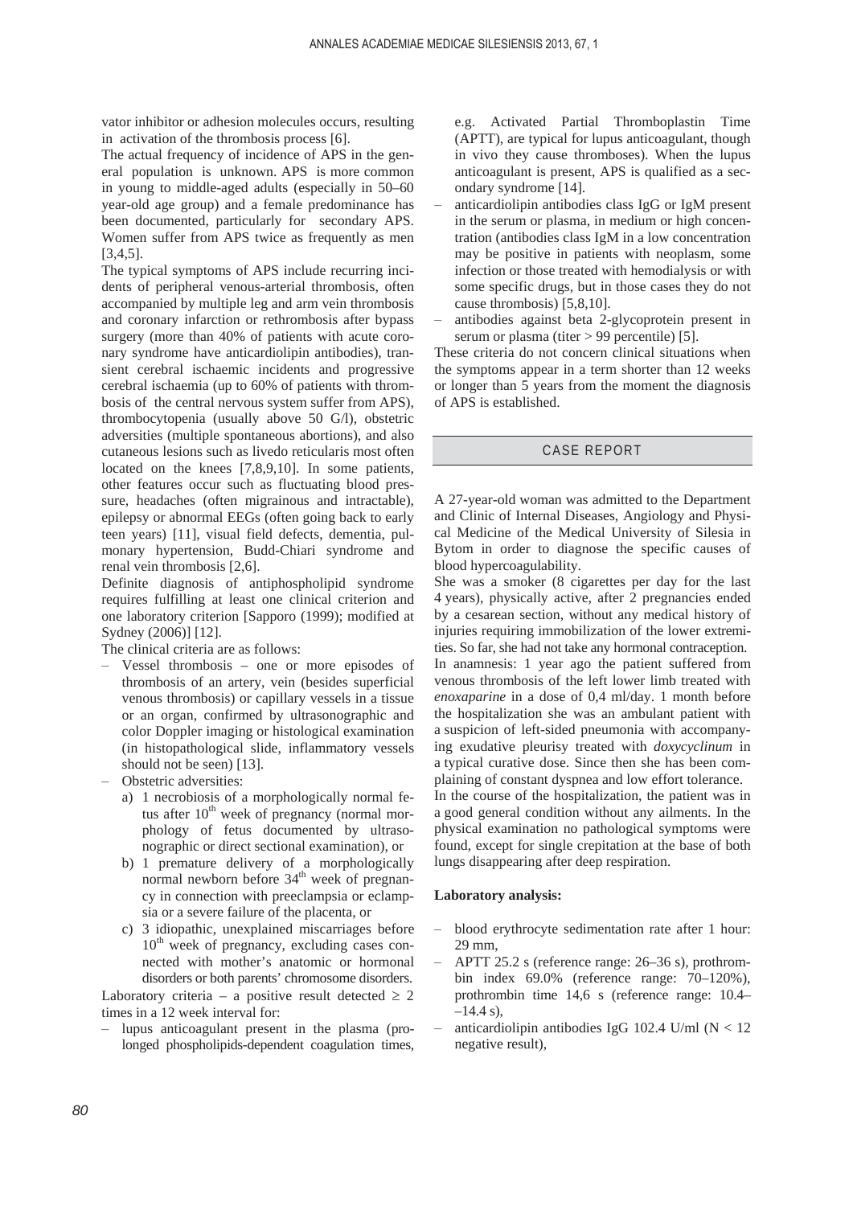vator inhibitor or adhesion molecules occurs, resulting in activation of the thrombosis process [6].

The actual frequency of incidence of APS in the general population is unknown. APS is more common in young to middle-aged adults (especially in 50–60 year-old age group) and a female predominance has been documented, particularly for secondary APS. Women suffer from APS twice as frequently as men [3,4,5].

The typical symptoms of APS include recurring incidents of peripheral venous-arterial thrombosis, often accompanied by multiple leg and arm vein thrombosis and coronary infarction or rethrombosis after bypass surgery (more than 40% of patients with acute coronary syndrome have anticardiolipin antibodies), transient cerebral ischaemic incidents and progressive cerebral ischaemia (up to 60% of patients with thrombosis of the central nervous system suffer from APS), thrombocytopenia (usually above 50 G/l), obstetric adversities (multiple spontaneous abortions), and also cutaneous lesions such as livedo reticularis most often located on the knees [7,8,9,10]. In some patients, other features occur such as fluctuating blood pressure, headaches (often migrainous and intractable), epilepsy or abnormal EEGs (often going back to early teen years) [11], visual field defects, dementia, pulmonary hypertension, Budd-Chiari syndrome and renal vein thrombosis [2,6].

Definite diagnosis of antiphospholipid syndrome requires fulfilling at least one clinical criterion and one laboratory criterion [Sapporo (1999); modified at Sydney (2006)] [12].

The clinical criteria are as follows:

- Vessel thrombosis – one or more episodes of thrombosis of an artery, vein (besides superficial venous thrombosis) or capillary vessels in a tissue or an organ, confirmed by ultrasonographic and color Doppler imaging or histological examination (in histopathological slide, inflammatory vessels should not be seen) [13].
- Obstetric adversities:
  - a) 1 necrobiosis of a morphologically normal fetus after 10[th] week of pregnancy (normal morphology of fetus documented by ultrasonographic or direct sectional examination), or
  - b) 1 premature delivery of a morphologically normal newborn before 34[th] week of pregnancy in connection with preeclampsia or eclampsia or a severe failure of the placenta, or
  - c) 3 idiopathic, unexplained miscarriages before 10[th] week of pregnancy, excluding cases connected with mother's anatomic or hormonal disorders or both parents' chromosome disorders.

Laboratory criteria – a positive result detected $\geq 2$ times in a 12 week interval for:

- lupus anticoagulant present in the plasma (prolonged phospholipids-dependent coagulation times, e.g. Activated Partial Thromboplastin Time (APTT), are typical for lupus anticoagulant, though in vivo they cause thromboses). When the lupus anticoagulant is present, APS is qualified as a secondary syndrome [14].
- anticardiolipin antibodies class IgG or IgM present in the serum or plasma, in medium or high concentration (antibodies class IgM in a low concentration may be positive in patients with neoplasm, some infection or those treated with hemodialysis or with some specific drugs, but in those cases they do not cause thrombosis) [5,8,10].
- antibodies against beta 2-glycoprotein present in serum or plasma (titer > 99 percentile) [5].

These criteria do not concern clinical situations when the symptoms appear in a term shorter than 12 weeks or longer than 5 years from the moment the diagnosis of APS is established.

## CASE REPORT

A 27-year-old woman was admitted to the Department and Clinic of Internal Diseases, Angiology and Physical Medicine of the Medical University of Silesia in Bytom in order to diagnose the specific causes of blood hypercoagulability.

She was a smoker (8 cigarettes per day for the last 4 years), physically active, after 2 pregnancies ended by a cesarean section, without any medical history of injuries requiring immobilization of the lower extremities. So far, she had not take any hormonal contraception.

In anamnesis: 1 year ago the patient suffered from venous thrombosis of the left lower limb treated with *enoxaparine* in a dose of 0,4 ml/day. 1 month before the hospitalization she was an ambulant patient with a suspicion of left-sided pneumonia with accompanying exudative pleurisy treated with *doxycyclinum* in a typical curative dose. Since then she has been complaining of constant dyspnea and low effort tolerance.

In the course of the hospitalization, the patient was in a good general condition without any ailments. In the physical examination no pathological symptoms were found, except for single crepitation at the base of both lungs disappearing after deep respiration.

**Laboratory analysis:**

- blood erythrocyte sedimentation rate after 1 hour: 29 mm,
- APTT 25.2 s (reference range: 26–36 s), prothrombin index 69.0% (reference range: 70–120%), prothrombin time 14,6 s (reference range: 10.4–14.4 s),
- anticardiolipin antibodies IgG 102.4 U/ml (N < 12 negative result),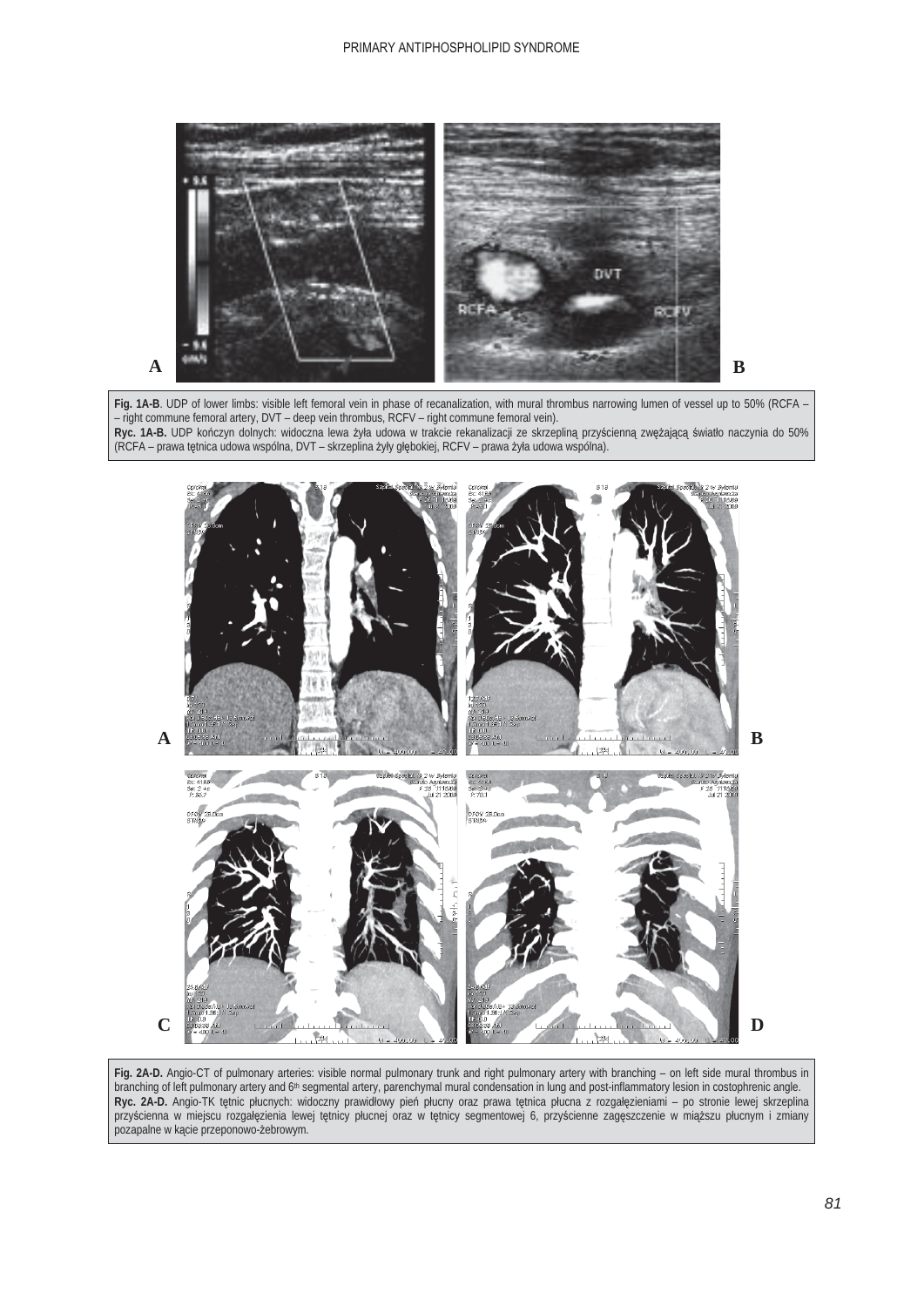**Fig. 1A-B**. UDP of lower limbs: visible left femoral vein in phase of recanalization, with mural thrombus narrowing lumen of vessel up to 50% (RCFA – – right commune femoral artery, DVT – deep vein thrombus, RCFV – right commune femoral vein).

**Ryc. 1A-B.** UDP kończyn dolnych: widoczna lewa żyła udowa w trakcie rekanalizacji ze skrzepliną przyścienną zwężającą światło naczynia do 50% (RCFA – prawa tętnica udowa wspólna, DVT – skrzeplina żyły głębokiej, RCFV – prawa żyła udowa wspólna).

**Fig. 2A-D.** Angio-CT of pulmonary arteries: visible normal pulmonary trunk and right pulmonary artery with branching – on left side mural thrombus in branching of left pulmonary artery and 6th segmental artery, parenchymal mural condensation in lung and post-inflammatory lesion in costophrenic angle.

**Ryc. 2A-D.** Angio-TK tętnic płucnych: widoczny prawidłowy pień płucny oraz prawa tętnica płucna z rozgałęzieniami – po stronie lewej skrzeplina przyścienna w miejscu rozgałęzienia lewej tętnicy płucnej oraz w tętnicy segmentowej 6, przyścienne zagęszczenie w miąższu płucnym i zmiany pozapalne w kącie przeponowo-żebrowym.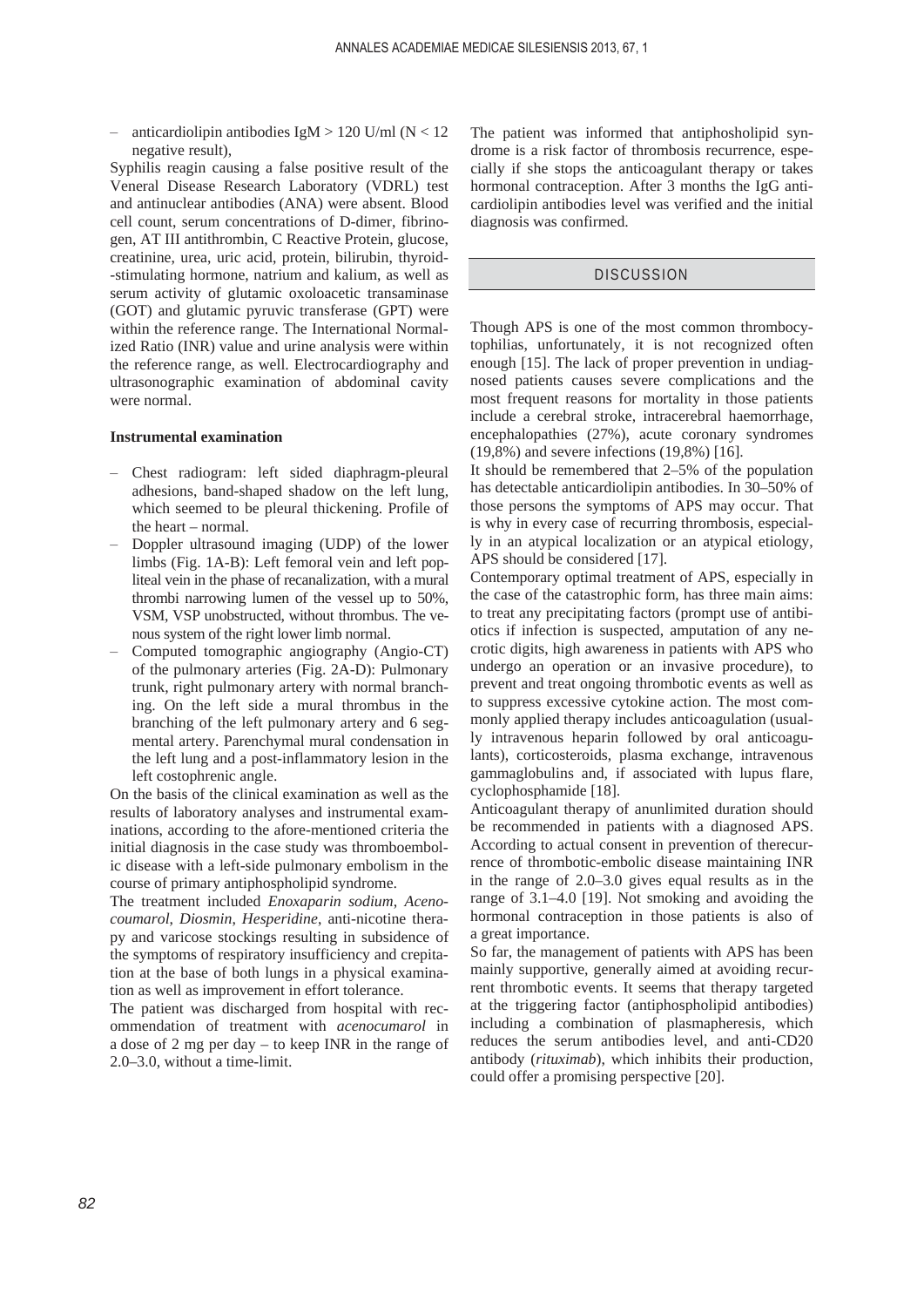– anticardiolipin antibodies IgM > 120 U/ml (N < 12 negative result),

Syphilis reagin causing a false positive result of the Veneral Disease Research Laboratory (VDRL) test and antinuclear antibodies (ANA) were absent. Blood cell count, serum concentrations of D-dimer, fibrinogen, AT III antithrombin, C Reactive Protein, glucose, creatinine, urea, uric acid, protein, bilirubin, thyroid-stimulating hormone, natrium and kalium, as well as serum activity of glutamic oxoloacetic transaminase (GOT) and glutamic pyruvic transferase (GPT) were within the reference range. The International Normalized Ratio (INR) value and urine analysis were within the reference range, as well. Electrocardiography and ultrasonographic examination of abdominal cavity were normal.

**Instrumental examination**

– Chest radiogram: left sided diaphragm-pleural adhesions, band-shaped shadow on the left lung, which seemed to be pleural thickening. Profile of the heart – normal.
– Doppler ultrasound imaging (UDP) of the lower limbs (Fig. 1A-B): Left femoral vein and left popliteal vein in the phase of recanalization, with a mural thrombi narrowing lumen of the vessel up to 50%, VSM, VSP unobstructed, without thrombus. The venous system of the right lower limb normal.
– Computed tomographic angiography (Angio-CT) of the pulmonary arteries (Fig. 2A-D): Pulmonary trunk, right pulmonary artery with normal branching. On the left side a mural thrombus in the branching of the left pulmonary artery and 6 segmental artery. Parenchymal mural condensation in the left lung and a post-inflammatory lesion in the left costophrenic angle.

On the basis of the clinical examination as well as the results of laboratory analyses and instrumental examinations, according to the afore-mentioned criteria the initial diagnosis in the case study was thromboembolic disease with a left-side pulmonary embolism in the course of primary antiphospholipid syndrome.

The treatment included *Enoxaparin sodium*, *Acenocoumarol*, *Diosmin*, *Hesperidine*, anti-nicotine therapy and varicose stockings resulting in subsidence of the symptoms of respiratory insufficiency and crepitation at the base of both lungs in a physical examination as well as improvement in effort tolerance.

The patient was discharged from hospital with recommendation of treatment with *acenocumarol* in a dose of 2 mg per day – to keep INR in the range of 2.0–3.0, without a time-limit.

The patient was informed that antiphosholipid syndrome is a risk factor of thrombosis recurrence, especially if she stops the anticoagulant therapy or takes hormonal contraception. After 3 months the IgG anticardiolipin antibodies level was verified and the initial diagnosis was confirmed.

## DISCUSSION

Though APS is one of the most common thrombocytophilias, unfortunately, it is not recognized often enough [15]. The lack of proper prevention in undiagnosed patients causes severe complications and the most frequent reasons for mortality in those patients include a cerebral stroke, intracerebral haemorrhage, encephalopathies (27%), acute coronary syndromes (19,8%) and severe infections (19,8%) [16].

It should be remembered that 2–5% of the population has detectable anticardiolipin antibodies. In 30–50% of those persons the symptoms of APS may occur. That is why in every case of recurring thrombosis, especially in an atypical localization or an atypical etiology, APS should be considered [17].

Contemporary optimal treatment of APS, especially in the case of the catastrophic form, has three main aims: to treat any precipitating factors (prompt use of antibiotics if infection is suspected, amputation of any necrotic digits, high awareness in patients with APS who undergo an operation or an invasive procedure), to prevent and treat ongoing thrombotic events as well as to suppress excessive cytokine action. The most commonly applied therapy includes anticoagulation (usually intravenous heparin followed by oral anticoagulants), corticosteroids, plasma exchange, intravenous gammaglobulins and, if associated with lupus flare, cyclophosphamide [18].

Anticoagulant therapy of anunlimited duration should be recommended in patients with a diagnosed APS. According to actual consent in prevention of therecurrence of thrombotic-embolic disease maintaining INR in the range of 2.0–3.0 gives equal results as in the range of 3.1–4.0 [19]. Not smoking and avoiding the hormonal contraception in those patients is also of a great importance.

So far, the management of patients with APS has been mainly supportive, generally aimed at avoiding recurrent thrombotic events. It seems that therapy targeted at the triggering factor (antiphospholipid antibodies) including a combination of plasmapheresis, which reduces the serum antibodies level, and anti-CD20 antibody (*rituximab*), which inhibits their production, could offer a promising perspective [20].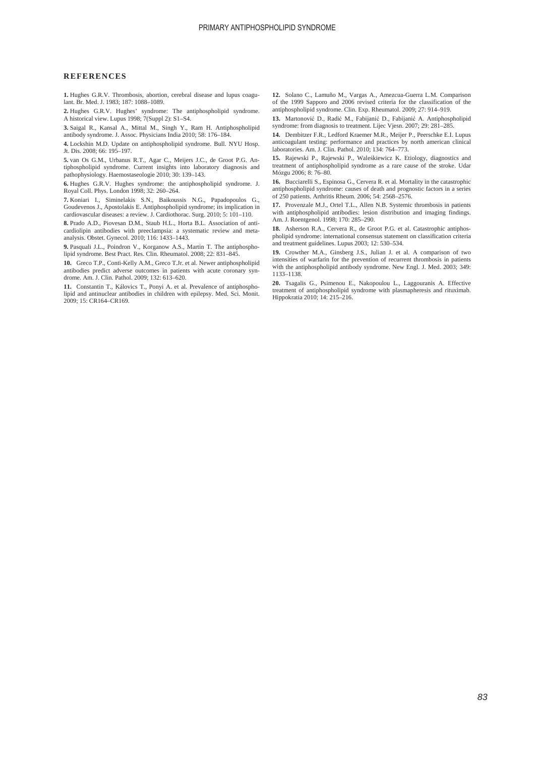## REFERENCES

**1.** Hughes G.R.V. Thrombosis, abortion, cerebral disease and lupus coagulant. Br. Med. J. 1983; 187: 1088–1089.

**2.** Hughes G.R.V. Hughes' syndrome: The antiphospholipid syndrome. A historical view. Lupus 1998; 7(Suppl 2): S1–S4.

**3.** Saigal R., Kansal A., Mittal M., Singh Y., Ram H. Antiphospholipid antibody syndrome. J. Assoc. Physicians India 2010; 58: 176–184.

**4.** Lockshin M.D. Update on antiphospholipid syndrome. Bull. NYU Hosp. Jt. Dis. 2008; 66: 195–197.

**5.** van Os G.M., Urbanus R.T., Agar C., Meijers J.C., de Groot P.G. Antiphospholipid syndrome. Current insights into laboratory diagnosis and pathophysiology. Haemostaseologie 2010; 30: 139–143.

**6.** Hughes G.R.V. Hughes syndrome: the antiphospholipid syndrome. J. Royal Coll. Phys. London 1998; 32: 260–264.

**7.** Koniari I., Siminelakis S.N., Baikoussis N.G., Papadopoulos G., Goudevenos J., Apostolakis E. Antiphospholipid syndrome; its implication in cardiovascular diseases: a review. J. Cardiothorac. Surg. 2010; 5: 101–110.

**8.** Prado A.D., Piovesan D.M., Staub H.L., Horta B.L. Association of anticardiolipin antibodies with preeclampsia: a systematic review and meta-analysis. Obstet. Gynecol. 2010; 116: 1433–1443.

**9.** Pasquali J.L., Poindron V., Korganow A.S., Martin T. The antiphospholipid syndrome. Best Pract. Res. Clin. Rheumatol. 2008; 22: 831–845.

**10.** Greco T.P., Conti-Kelly A.M., Greco T.Jr. et al. Newer antiphospholipid antibodies predict adverse outcomes in patients with acute coronary syndrome. Am. J. Clin. Pathol. 2009; 132: 613–620.

**11.** Constantin T., Kálovics T., Ponyi A. et al. Prevalence of antiphospholipid and antinuclear antibodies in children with epilepsy. Med. Sci. Monit. 2009; 15: CR164–CR169.

**12.** Solano C., Lamuño M., Vargas A., Amezcua-Guerra L.M. Comparison of the 1999 Sapporo and 2006 revised criteria for the classification of the antiphospholipid syndrome. Clin. Exp. Rheumatol. 2009; 27: 914–919.

**13.** Martonović D., Radić M., Fabijanić D., Fabijanić A. Antiphospholipid syndrome: from diagnosis to treatment. Lijec Vjesn. 2007; 29: 281–285.

**14.** Dembitzer F.R., Ledford Kraemer M.R., Meijer P., Peerschke E.I. Lupus anticoagulant testing: performance and practices by north american clinical laboratories. Am. J. Clin. Pathol. 2010; 134: 764–773.

**15.** Rajewski P., Rajewski P., Waleśkiewicz K. Etiology, diagnostics and treatment of antiphospholipid syndrome as a rare cause of the stroke. Udar Mózgu 2006; 8: 76–80.

**16.** Bucciarelli S., Espinosa G., Cervera R. et al. Mortality in the catastrophic antiphospholipid syndrome: causes of death and prognostic factors in a series of 250 patients. Arthritis Rheum. 2006; 54: 2568–2576.

**17.** Provenzale M.J., Ortel T.L., Allen N.B. Systemic thrombosis in patients with antiphospholipid antibodies: lesion distribution and imaging findings. Am. J. Roentgenol. 1998; 170: 285–290.

**18.** Asherson R.A., Cervera R., de Groot P.G. et al. Catastrophic antiphospholipid syndrome: international consensus statement on classification criteria and treatment guidelines. Lupus 2003; 12: 530–534.

**19.** Crowther M.A., Ginsberg J.S., Julian J. et al. A comparison of two intensities of warfarin for the prevention of recurrent thrombosis in patients with the antiphospholipid antibody syndrome. New Engl. J. Med. 2003; 349: 1133–1138.

**20.** Tsagalis G., Psimenou E., Nakopoulou L., Laggouranis A. Effective treatment of antiphospholipid syndrome with plasmapheresis and rituximab. Hippokratia 2010; 14: 215–216.